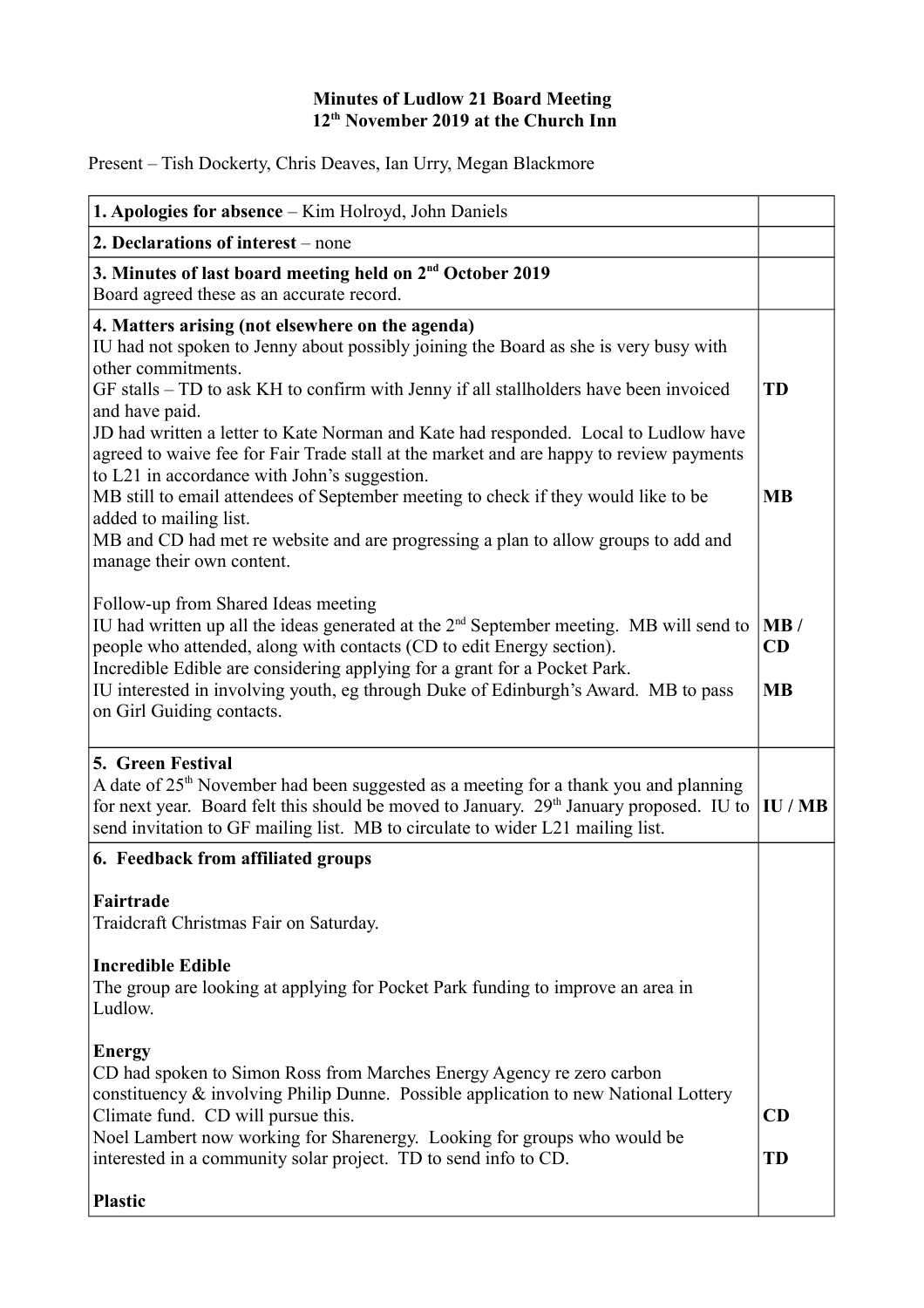**Minutes of Ludlow 21 Board Meeting**
**12th November 2019 at the Church Inn**

Present – Tish Dockerty, Chris Deaves, Ian Urry, Megan Blackmore

| | |
|---|---|
| **1. Apologies for absence** – Kim Holroyd, John Daniels | |
| **2. Declarations of interest** – none | |
| **3. Minutes of last board meeting held on 2nd October 2019**<br>Board agreed these as an accurate record. | |
| **4. Matters arising (not elsewhere on the agenda)**<br>IU had not spoken to Jenny about possibly joining the Board as she is very busy with other commitments.<br>GF stalls – TD to ask KH to confirm with Jenny if all stallholders have been invoiced and have paid.<br>JD had written a letter to Kate Norman and Kate had responded. Local to Ludlow have agreed to waive fee for Fair Trade stall at the market and are happy to review payments to L21 in accordance with John's suggestion.<br>MB still to email attendees of September meeting to check if they would like to be added to mailing list.<br>MB and CD had met re website and are progressing a plan to allow groups to add and manage their own content.<br><br>Follow-up from Shared Ideas meeting<br>IU had written up all the ideas generated at the 2nd September meeting. MB will send to people who attended, along with contacts (CD to edit Energy section).<br>Incredible Edible are considering applying for a grant for a Pocket Park.<br>IU interested in involving youth, eg through Duke of Edinburgh's Award. MB to pass on Girl Guiding contacts. | **TD**<br><br>**MB**<br><br>**MB / CD**<br><br>**MB** |
| **5. Green Festival**<br>A date of 25th November had been suggested as a meeting for a thank you and planning for next year. Board felt this should be moved to January. 29th January proposed. IU to send invitation to GF mailing list. MB to circulate to wider L21 mailing list. | **IU / MB** |
| **6. Feedback from affiliated groups**<br><br>**Fairtrade**<br>Traidcraft Christmas Fair on Saturday.<br><br>**Incredible Edible**<br>The group are looking at applying for Pocket Park funding to improve an area in Ludlow.<br><br>**Energy**<br>CD had spoken to Simon Ross from Marches Energy Agency re zero carbon constituency & involving Philip Dunne. Possible application to new National Lottery Climate fund. CD will pursue this.<br>Noel Lambert now working for Sharenergy. Looking for groups who would be interested in a community solar project. TD to send info to CD.<br><br>**Plastic** | <br><br><br><br><br><br><br>**CD**<br><br>**TD** |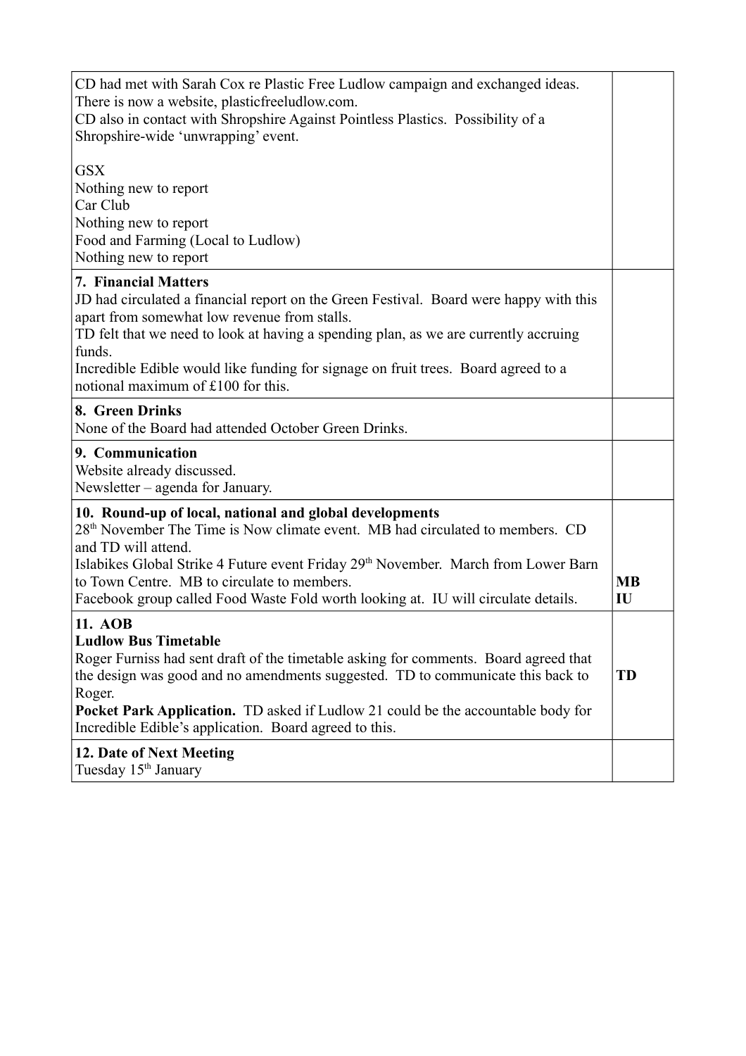| | |
|---|---|
| CD had met with Sarah Cox re Plastic Free Ludlow campaign and exchanged ideas. There is now a website, plasticfreeludlow.com.<br>CD also in contact with Shropshire Against Pointless Plastics. Possibility of a Shropshire-wide 'unwrapping' event.<br><br>GSX<br>Nothing new to report<br>Car Club<br>Nothing new to report<br>Food and Farming (Local to Ludlow)<br>Nothing new to report | |
| **7. Financial Matters**<br>JD had circulated a financial report on the Green Festival. Board were happy with this apart from somewhat low revenue from stalls.<br>TD felt that we need to look at having a spending plan, as we are currently accruing funds.<br>Incredible Edible would like funding for signage on fruit trees. Board agreed to a notional maximum of £100 for this. | |
| **8. Green Drinks**<br>None of the Board had attended October Green Drinks. | |
| **9. Communication**<br>Website already discussed.<br>Newsletter – agenda for January. | |
| **10. Round-up of local, national and global developments**<br>28th November The Time is Now climate event. MB had circulated to members. CD and TD will attend.<br>Islabikes Global Strike 4 Future event Friday 29th November. March from Lower Barn to Town Centre. MB to circulate to members.<br>Facebook group called Food Waste Fold worth looking at. IU will circulate details. | **MB**<br>**IU** |
| **11. AOB**<br>**Ludlow Bus Timetable**<br>Roger Furniss had sent draft of the timetable asking for comments. Board agreed that the design was good and no amendments suggested. TD to communicate this back to Roger.<br>**Pocket Park Application.** TD asked if Ludlow 21 could be the accountable body for Incredible Edible's application. Board agreed to this. | **TD** |
| **12. Date of Next Meeting**<br>Tuesday 15th January | |